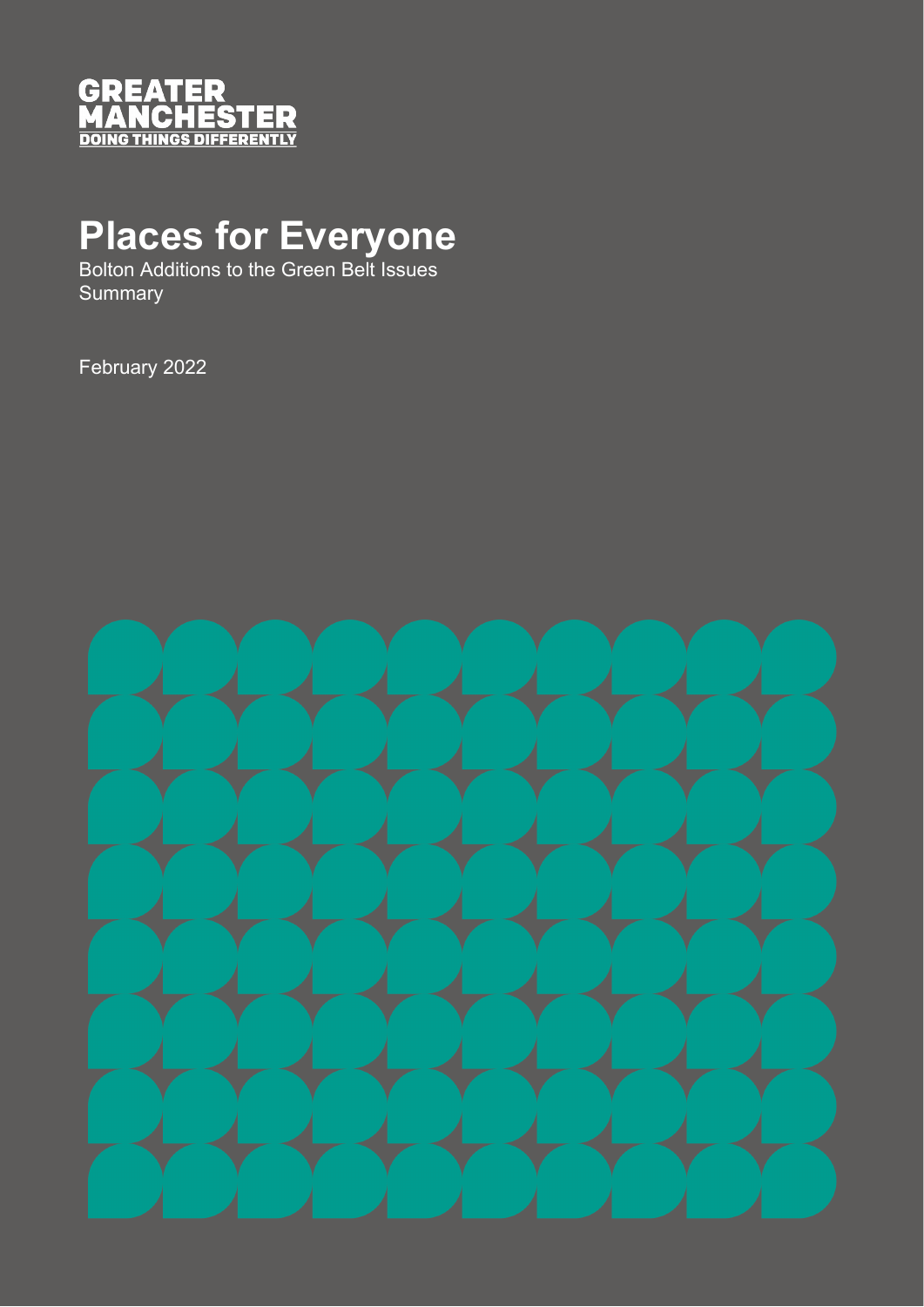GREATER MANCHESTER
DOING THINGS DIFFERENTLY

# Places for Everyone

Bolton Additions to the Green Belt Issues Summary

February 2022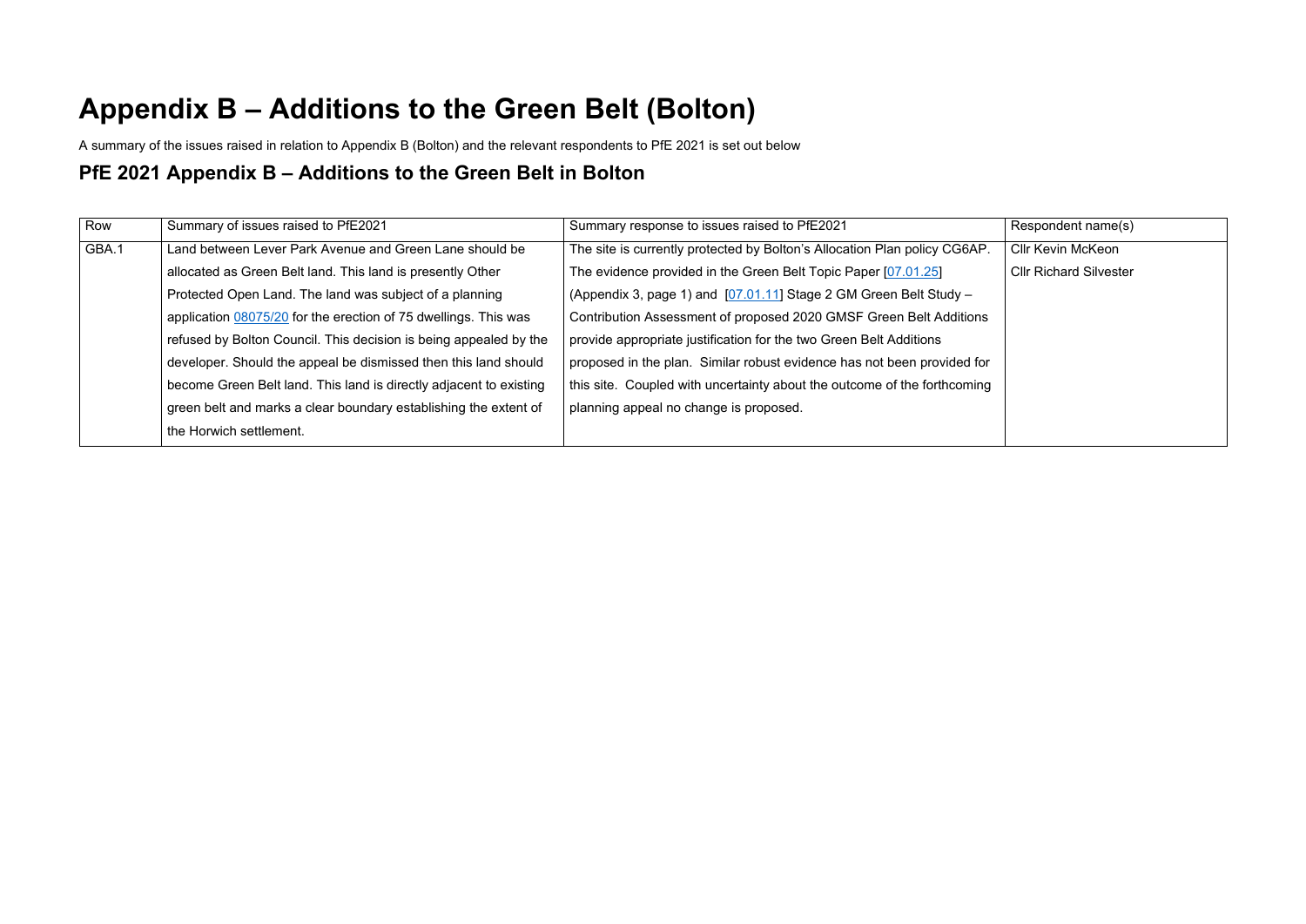# Appendix B – Additions to the Green Belt (Bolton)

A summary of the issues raised in relation to Appendix B (Bolton) and the relevant respondents to PfE 2021 is set out below

## PfE 2021 Appendix B – Additions to the Green Belt in Bolton

| Row | Summary of issues raised to PfE2021 | Summary response to issues raised to PfE2021 | Respondent name(s) |
|---|---|---|---|
| GBA.1 | Land between Lever Park Avenue and Green Lane should be allocated as Green Belt land. This land is presently Other Protected Open Land. The land was subject of a planning application 08075/20 for the erection of 75 dwellings. This was refused by Bolton Council. This decision is being appealed by the developer. Should the appeal be dismissed then this land should become Green Belt land. This land is directly adjacent to existing green belt and marks a clear boundary establishing the extent of the Horwich settlement. | The site is currently protected by Bolton's Allocation Plan policy CG6AP. The evidence provided in the Green Belt Topic Paper [07.01.25] (Appendix 3, page 1) and [07.01.11] Stage 2 GM Green Belt Study – Contribution Assessment of proposed 2020 GMSF Green Belt Additions provide appropriate justification for the two Green Belt Additions proposed in the plan. Similar robust evidence has not been provided for this site. Coupled with uncertainty about the outcome of the forthcoming planning appeal no change is proposed. | Cllr Kevin McKeon<br>Cllr Richard Silvester |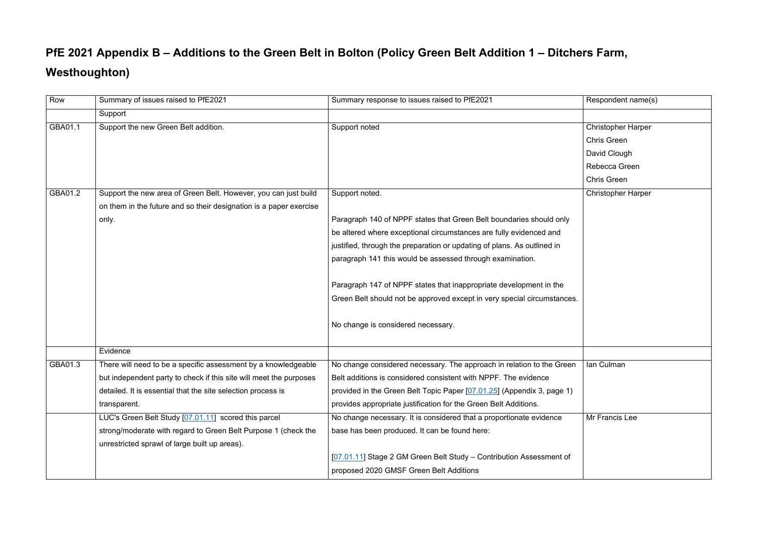# PfE 2021 Appendix B – Additions to the Green Belt in Bolton (Policy Green Belt Addition 1 – Ditchers Farm, Westhoughton)

| Row | Summary of issues raised to PfE2021 | Summary response to issues raised to PfE2021 | Respondent name(s) |
|---|---|---|---|
| | Support | | |
| GBA01.1 | Support the new Green Belt addition. | Support noted | Christopher Harper<br>Chris Green<br>David Clough<br>Rebecca Green<br>Chris Green |
| GBA01.2 | Support the new area of Green Belt. However, you can just build on them in the future and so their designation is a paper exercise only. | Support noted.<br><br>Paragraph 140 of NPPF states that Green Belt boundaries should only be altered where exceptional circumstances are fully evidenced and justified, through the preparation or updating of plans. As outlined in paragraph 141 this would be assessed through examination.<br><br>Paragraph 147 of NPPF states that inappropriate development in the Green Belt should not be approved except in very special circumstances.<br><br>No change is considered necessary. | Christopher Harper |
| | Evidence | | |
| GBA01.3 | There will need to be a specific assessment by a knowledgeable but independent party to check if this site will meet the purposes detailed. It is essential that the site selection process is transparent. | No change considered necessary. The approach in relation to the Green Belt additions is considered consistent with NPPF. The evidence provided in the Green Belt Topic Paper [07.01.25] (Appendix 3, page 1) provides appropriate justification for the Green Belt Additions. | Ian Culman |
| | LUC's Green Belt Study [07.01.11] scored this parcel strong/moderate with regard to Green Belt Purpose 1 (check the unrestricted sprawl of large built up areas). | No change necessary. It is considered that a proportionate evidence base has been produced. It can be found here:<br><br>[07.01.11] Stage 2 GM Green Belt Study – Contribution Assessment of proposed 2020 GMSF Green Belt Additions | Mr Francis Lee |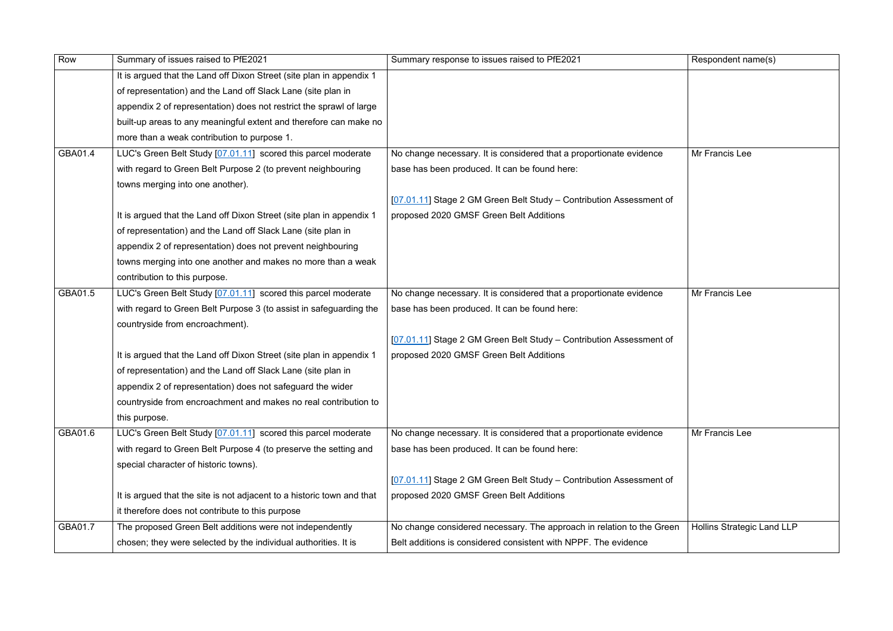| Row | Summary of issues raised to PfE2021 | Summary response to issues raised to PfE2021 | Respondent name(s) |
|---|---|---|---|
| | It is argued that the Land off Dixon Street (site plan in appendix 1 of representation) and the Land off Slack Lane (site plan in appendix 2 of representation) does not restrict the sprawl of large built-up areas to any meaningful extent and therefore can make no more than a weak contribution to purpose 1. | | |
| GBA01.4 | LUC's Green Belt Study [07.01.11] scored this parcel moderate with regard to Green Belt Purpose 2 (to prevent neighbouring towns merging into one another).<br><br>It is argued that the Land off Dixon Street (site plan in appendix 1 of representation) and the Land off Slack Lane (site plan in appendix 2 of representation) does not prevent neighbouring towns merging into one another and makes no more than a weak contribution to this purpose. | No change necessary. It is considered that a proportionate evidence base has been produced. It can be found here:<br><br>[07.01.11] Stage 2 GM Green Belt Study – Contribution Assessment of proposed 2020 GMSF Green Belt Additions | Mr Francis Lee |
| GBA01.5 | LUC's Green Belt Study [07.01.11] scored this parcel moderate with regard to Green Belt Purpose 3 (to assist in safeguarding the countryside from encroachment).<br><br>It is argued that the Land off Dixon Street (site plan in appendix 1 of representation) and the Land off Slack Lane (site plan in appendix 2 of representation) does not safeguard the wider countryside from encroachment and makes no real contribution to this purpose. | No change necessary. It is considered that a proportionate evidence base has been produced. It can be found here:<br><br>[07.01.11] Stage 2 GM Green Belt Study – Contribution Assessment of proposed 2020 GMSF Green Belt Additions | Mr Francis Lee |
| GBA01.6 | LUC's Green Belt Study [07.01.11] scored this parcel moderate with regard to Green Belt Purpose 4 (to preserve the setting and special character of historic towns).<br><br>It is argued that the site is not adjacent to a historic town and that it therefore does not contribute to this purpose | No change necessary. It is considered that a proportionate evidence base has been produced. It can be found here:<br><br>[07.01.11] Stage 2 GM Green Belt Study – Contribution Assessment of proposed 2020 GMSF Green Belt Additions | Mr Francis Lee |
| GBA01.7 | The proposed Green Belt additions were not independently chosen; they were selected by the individual authorities. It is | No change considered necessary. The approach in relation to the Green Belt additions is considered consistent with NPPF. The evidence | Hollins Strategic Land LLP |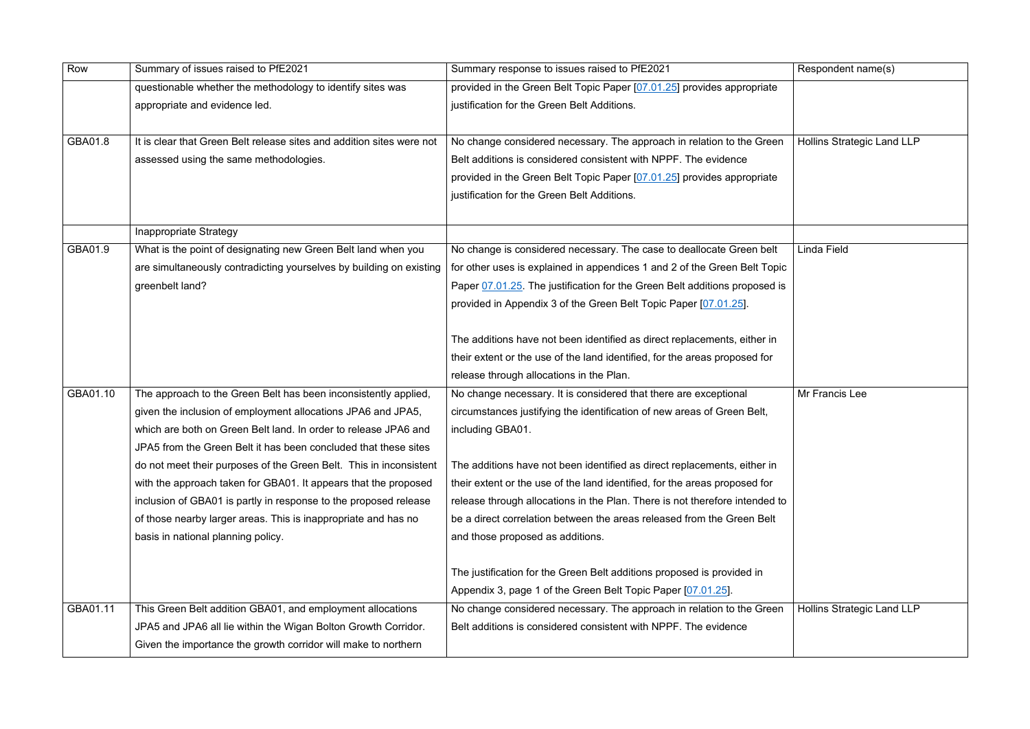| Row | Summary of issues raised to PfE2021 | Summary response to issues raised to PfE2021 | Respondent name(s) |
|---|---|---|---|
| | questionable whether the methodology to identify sites was appropriate and evidence led. | provided in the Green Belt Topic Paper [07.01.25] provides appropriate justification for the Green Belt Additions. | |
| GBA01.8 | It is clear that Green Belt release sites and addition sites were not assessed using the same methodologies. | No change considered necessary. The approach in relation to the Green Belt additions is considered consistent with NPPF. The evidence provided in the Green Belt Topic Paper [07.01.25] provides appropriate justification for the Green Belt Additions. | Hollins Strategic Land LLP |
| | Inappropriate Strategy | | |
| GBA01.9 | What is the point of designating new Green Belt land when you are simultaneously contradicting yourselves by building on existing greenbelt land? | No change is considered necessary. The case to deallocate Green belt for other uses is explained in appendices 1 and 2 of the Green Belt Topic Paper 07.01.25. The justification for the Green Belt additions proposed is provided in Appendix 3 of the Green Belt Topic Paper [07.01.25].<br><br>The additions have not been identified as direct replacements, either in their extent or the use of the land identified, for the areas proposed for release through allocations in the Plan. | Linda Field |
| GBA01.10 | The approach to the Green Belt has been inconsistently applied, given the inclusion of employment allocations JPA6 and JPA5, which are both on Green Belt land. In order to release JPA6 and JPA5 from the Green Belt it has been concluded that these sites do not meet their purposes of the Green Belt. This in inconsistent with the approach taken for GBA01. It appears that the proposed inclusion of GBA01 is partly in response to the proposed release of those nearby larger areas. This is inappropriate and has no basis in national planning policy. | No change necessary. It is considered that there are exceptional circumstances justifying the identification of new areas of Green Belt, including GBA01.<br><br>The additions have not been identified as direct replacements, either in their extent or the use of the land identified, for the areas proposed for release through allocations in the Plan. There is not therefore intended to be a direct correlation between the areas released from the Green Belt and those proposed as additions.<br><br>The justification for the Green Belt additions proposed is provided in Appendix 3, page 1 of the Green Belt Topic Paper [07.01.25]. | Mr Francis Lee |
| GBA01.11 | This Green Belt addition GBA01, and employment allocations JPA5 and JPA6 all lie within the Wigan Bolton Growth Corridor. Given the importance the growth corridor will make to northern | No change considered necessary. The approach in relation to the Green Belt additions is considered consistent with NPPF. The evidence | Hollins Strategic Land LLP |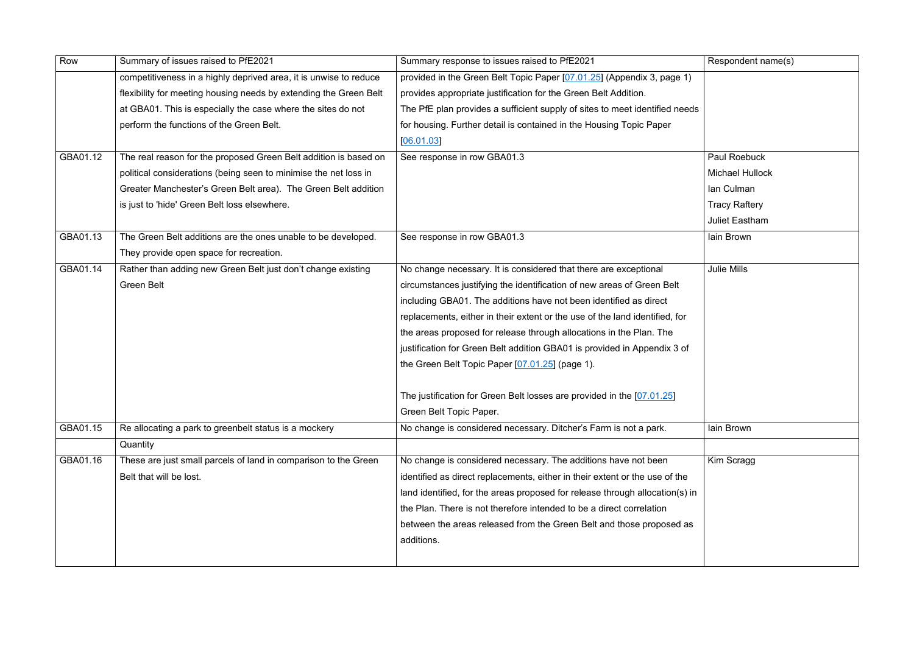| Row | Summary of issues raised to PfE2021 | Summary response to issues raised to PfE2021 | Respondent name(s) |
|---|---|---|---|
| | competitiveness in a highly deprived area, it is unwise to reduce flexibility for meeting housing needs by extending the Green Belt at GBA01. This is especially the case where the sites do not perform the functions of the Green Belt. | provided in the Green Belt Topic Paper [07.01.25] (Appendix 3, page 1) provides appropriate justification for the Green Belt Addition.<br>The PfE plan provides a sufficient supply of sites to meet identified needs for housing. Further detail is contained in the Housing Topic Paper [06.01.03] | |
| GBA01.12 | The real reason for the proposed Green Belt addition is based on political considerations (being seen to minimise the net loss in Greater Manchester's Green Belt area). The Green Belt addition is just to 'hide' Green Belt loss elsewhere. | See response in row GBA01.3 | Paul Roebuck<br>Michael Hullock<br>Ian Culman<br>Tracy Raftery<br>Juliet Eastham |
| GBA01.13 | The Green Belt additions are the ones unable to be developed. They provide open space for recreation. | See response in row GBA01.3 | Iain Brown |
| GBA01.14 | Rather than adding new Green Belt just don't change existing Green Belt | No change necessary. It is considered that there are exceptional circumstances justifying the identification of new areas of Green Belt including GBA01. The additions have not been identified as direct replacements, either in their extent or the use of the land identified, for the areas proposed for release through allocations in the Plan. The justification for Green Belt addition GBA01 is provided in Appendix 3 of the Green Belt Topic Paper [07.01.25] (page 1).<br><br>The justification for Green Belt losses are provided in the [07.01.25] Green Belt Topic Paper. | Julie Mills |
| GBA01.15 | Re allocating a park to greenbelt status is a mockery | No change is considered necessary. Ditcher's Farm is not a park. | Iain Brown |
| | Quantity | | |
| GBA01.16 | These are just small parcels of land in comparison to the Green Belt that will be lost. | No change is considered necessary. The additions have not been identified as direct replacements, either in their extent or the use of the land identified, for the areas proposed for release through allocation(s) in the Plan. There is not therefore intended to be a direct correlation between the areas released from the Green Belt and those proposed as additions. | Kim Scragg |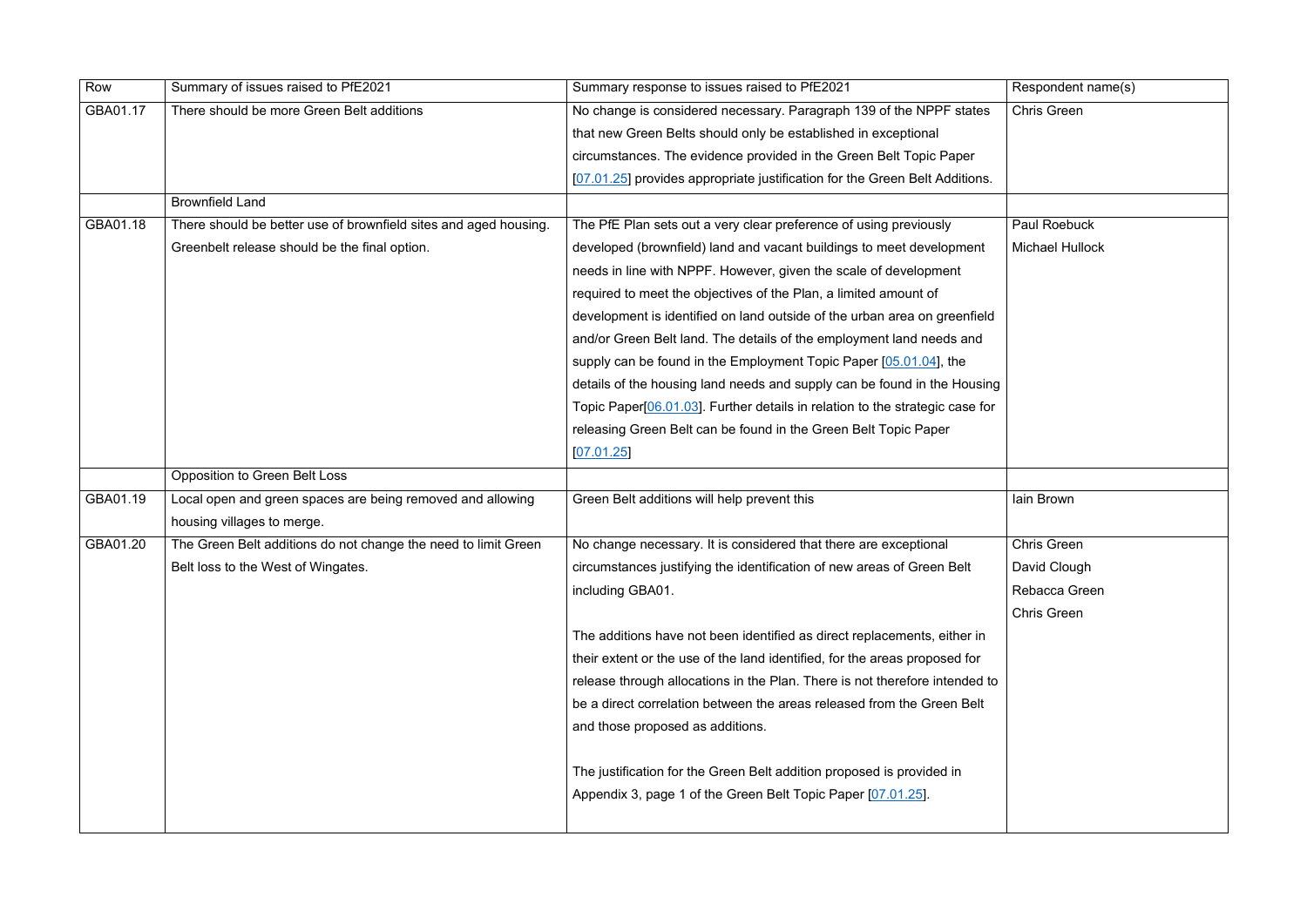| Row | Summary of issues raised to PfE2021 | Summary response to issues raised to PfE2021 | Respondent name(s) |
|---|---|---|---|
| GBA01.17 | There should be more Green Belt additions | No change is considered necessary. Paragraph 139 of the NPPF states that new Green Belts should only be established in exceptional circumstances. The evidence provided in the Green Belt Topic Paper [07.01.25] provides appropriate justification for the Green Belt Additions. | Chris Green |
| | Brownfield Land | | |
| GBA01.18 | There should be better use of brownfield sites and aged housing. Greenbelt release should be the final option. | The PfE Plan sets out a very clear preference of using previously developed (brownfield) land and vacant buildings to meet development needs in line with NPPF. However, given the scale of development required to meet the objectives of the Plan, a limited amount of development is identified on land outside of the urban area on greenfield and/or Green Belt land. The details of the employment land needs and supply can be found in the Employment Topic Paper [05.01.04], the details of the housing land needs and supply can be found in the Housing Topic Paper[06.01.03]. Further details in relation to the strategic case for releasing Green Belt can be found in the Green Belt Topic Paper [07.01.25] | Paul Roebuck<br>Michael Hullock |
| | Opposition to Green Belt Loss | | |
| GBA01.19 | Local open and green spaces are being removed and allowing housing villages to merge. | Green Belt additions will help prevent this | Iain Brown |
| GBA01.20 | The Green Belt additions do not change the need to limit Green Belt loss to the West of Wingates. | No change necessary. It is considered that there are exceptional circumstances justifying the identification of new areas of Green Belt including GBA01.<br><br>The additions have not been identified as direct replacements, either in their extent or the use of the land identified, for the areas proposed for release through allocations in the Plan. There is not therefore intended to be a direct correlation between the areas released from the Green Belt and those proposed as additions.<br><br>The justification for the Green Belt addition proposed is provided in Appendix 3, page 1 of the Green Belt Topic Paper [07.01.25]. | Chris Green<br>David Clough<br>Rebacca Green<br>Chris Green |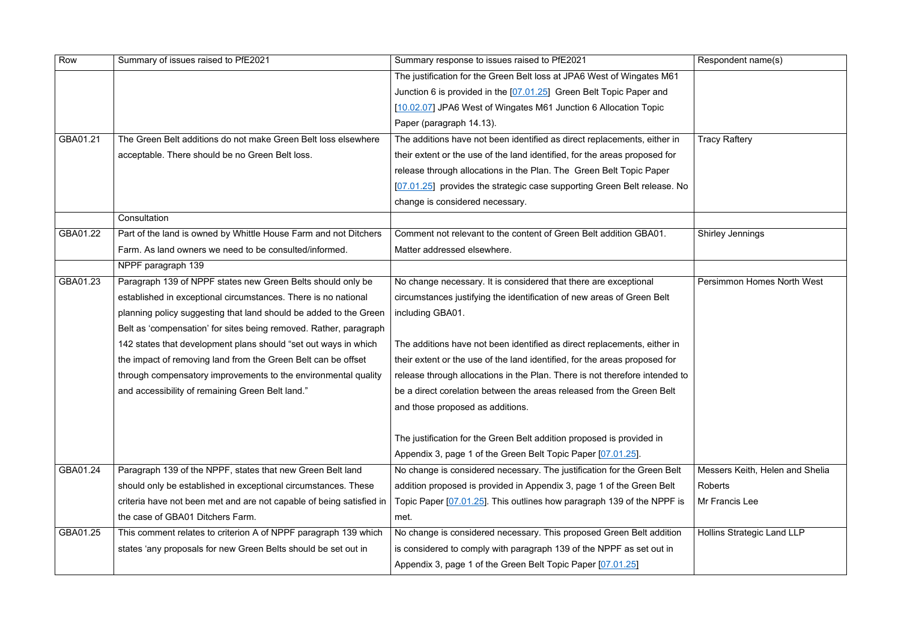| Row | Summary of issues raised to PfE2021 | Summary response to issues raised to PfE2021 | Respondent name(s) |
|---|---|---|---|
| | | The justification for the Green Belt loss at JPA6 West of Wingates M61 Junction 6 is provided in the [07.01.25] Green Belt Topic Paper and [10.02.07] JPA6 West of Wingates M61 Junction 6 Allocation Topic Paper (paragraph 14.13). | |
| GBA01.21 | The Green Belt additions do not make Green Belt loss elsewhere acceptable. There should be no Green Belt loss. | The additions have not been identified as direct replacements, either in their extent or the use of the land identified, for the areas proposed for release through allocations in the Plan. The Green Belt Topic Paper [07.01.25] provides the strategic case supporting Green Belt release. No change is considered necessary. | Tracy Raftery |
| | Consultation | | |
| GBA01.22 | Part of the land is owned by Whittle House Farm and not Ditchers Farm. As land owners we need to be consulted/informed. | Comment not relevant to the content of Green Belt addition GBA01. Matter addressed elsewhere. | Shirley Jennings |
| | NPPF paragraph 139 | | |
| GBA01.23 | Paragraph 139 of NPPF states new Green Belts should only be established in exceptional circumstances. There is no national planning policy suggesting that land should be added to the Green Belt as 'compensation' for sites being removed. Rather, paragraph 142 states that development plans should "set out ways in which the impact of removing land from the Green Belt can be offset through compensatory improvements to the environmental quality and accessibility of remaining Green Belt land." | No change necessary. It is considered that there are exceptional circumstances justifying the identification of new areas of Green Belt including GBA01.<br><br>The additions have not been identified as direct replacements, either in their extent or the use of the land identified, for the areas proposed for release through allocations in the Plan. There is not therefore intended to be a direct corelation between the areas released from the Green Belt and those proposed as additions.<br><br>The justification for the Green Belt addition proposed is provided in Appendix 3, page 1 of the Green Belt Topic Paper [07.01.25]. | Persimmon Homes North West |
| GBA01.24 | Paragraph 139 of the NPPF, states that new Green Belt land should only be established in exceptional circumstances. These criteria have not been met and are not capable of being satisfied in the case of GBA01 Ditchers Farm. | No change is considered necessary. The justification for the Green Belt addition proposed is provided in Appendix 3, page 1 of the Green Belt Topic Paper [07.01.25]. This outlines how paragraph 139 of the NPPF is met. | Messers Keith, Helen and Shelia Roberts<br>Mr Francis Lee |
| GBA01.25 | This comment relates to criterion A of NPPF paragraph 139 which states 'any proposals for new Green Belts should be set out in | No change is considered necessary. This proposed Green Belt addition is considered to comply with paragraph 139 of the NPPF as set out in Appendix 3, page 1 of the Green Belt Topic Paper [07.01.25] | Hollins Strategic Land LLP |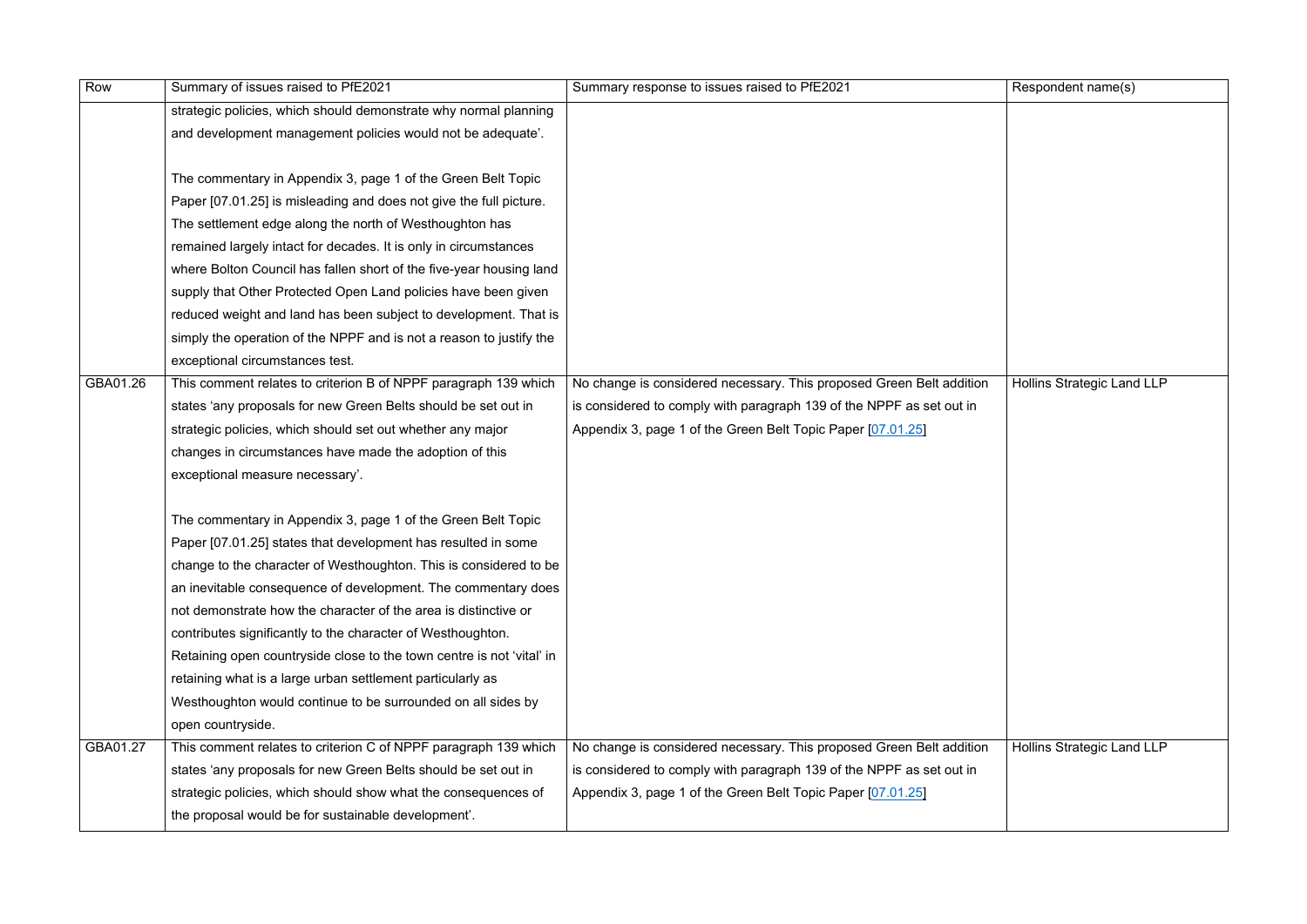| Row | Summary of issues raised to PfE2021 | Summary response to issues raised to PfE2021 | Respondent name(s) |
|---|---|---|---|
| | strategic policies, which should demonstrate why normal planning and development management policies would not be adequate'.<br><br>The commentary in Appendix 3, page 1 of the Green Belt Topic Paper [07.01.25] is misleading and does not give the full picture. The settlement edge along the north of Westhoughton has remained largely intact for decades. It is only in circumstances where Bolton Council has fallen short of the five-year housing land supply that Other Protected Open Land policies have been given reduced weight and land has been subject to development. That is simply the operation of the NPPF and is not a reason to justify the exceptional circumstances test. | | |
| GBA01.26 | This comment relates to criterion B of NPPF paragraph 139 which states 'any proposals for new Green Belts should be set out in strategic policies, which should set out whether any major changes in circumstances have made the adoption of this exceptional measure necessary'.<br><br>The commentary in Appendix 3, page 1 of the Green Belt Topic Paper [07.01.25] states that development has resulted in some change to the character of Westhoughton. This is considered to be an inevitable consequence of development. The commentary does not demonstrate how the character of the area is distinctive or contributes significantly to the character of Westhoughton. Retaining open countryside close to the town centre is not 'vital' in retaining what is a large urban settlement particularly as Westhoughton would continue to be surrounded on all sides by open countryside. | No change is considered necessary. This proposed Green Belt addition is considered to comply with paragraph 139 of the NPPF as set out in Appendix 3, page 1 of the Green Belt Topic Paper [07.01.25] | Hollins Strategic Land LLP |
| GBA01.27 | This comment relates to criterion C of NPPF paragraph 139 which states 'any proposals for new Green Belts should be set out in strategic policies, which should show what the consequences of the proposal would be for sustainable development'. | No change is considered necessary. This proposed Green Belt addition is considered to comply with paragraph 139 of the NPPF as set out in Appendix 3, page 1 of the Green Belt Topic Paper [07.01.25] | Hollins Strategic Land LLP |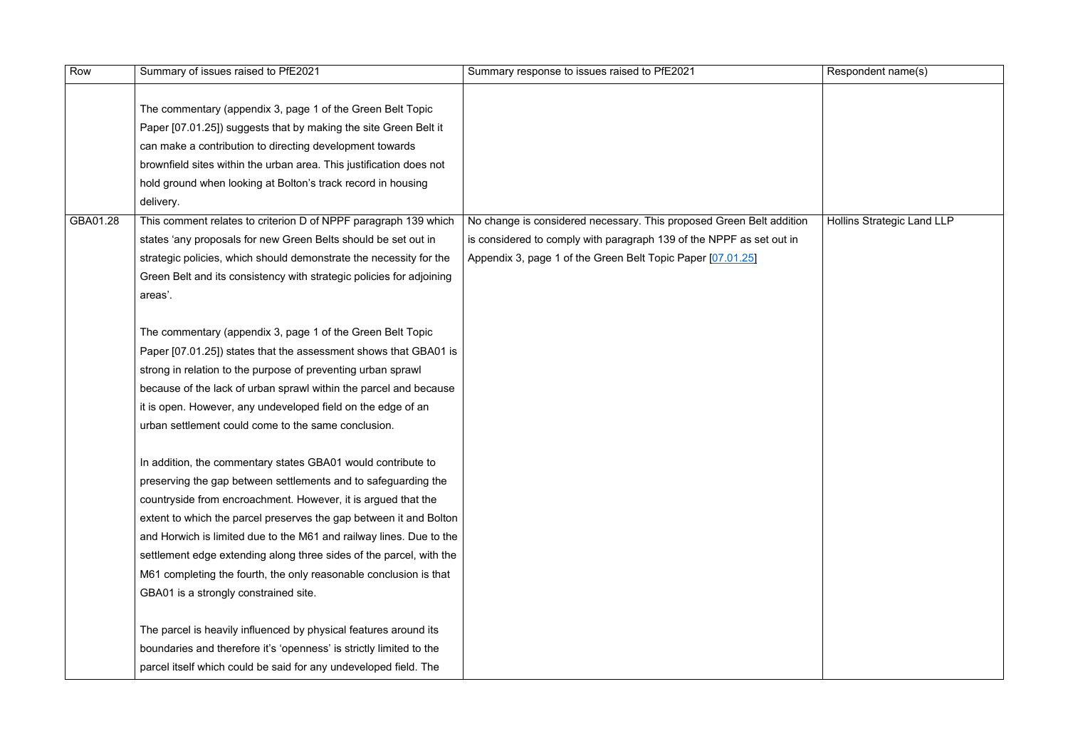| Row | Summary of issues raised to PfE2021 | Summary response to issues raised to PfE2021 | Respondent name(s) |
| --- | --- | --- | --- |
| | The commentary (appendix 3, page 1 of the Green Belt Topic Paper [07.01.25]) suggests that by making the site Green Belt it can make a contribution to directing development towards brownfield sites within the urban area. This justification does not hold ground when looking at Bolton's track record in housing delivery. | | |
| GBA01.28 | This comment relates to criterion D of NPPF paragraph 139 which states 'any proposals for new Green Belts should be set out in strategic policies, which should demonstrate the necessity for the Green Belt and its consistency with strategic policies for adjoining areas'.<br><br>The commentary (appendix 3, page 1 of the Green Belt Topic Paper [07.01.25]) states that the assessment shows that GBA01 is strong in relation to the purpose of preventing urban sprawl because of the lack of urban sprawl within the parcel and because it is open. However, any undeveloped field on the edge of an urban settlement could come to the same conclusion.<br><br>In addition, the commentary states GBA01 would contribute to preserving the gap between settlements and to safeguarding the countryside from encroachment. However, it is argued that the extent to which the parcel preserves the gap between it and Bolton and Horwich is limited due to the M61 and railway lines. Due to the settlement edge extending along three sides of the parcel, with the M61 completing the fourth, the only reasonable conclusion is that GBA01 is a strongly constrained site.<br><br>The parcel is heavily influenced by physical features around its boundaries and therefore it's 'openness' is strictly limited to the parcel itself which could be said for any undeveloped field. The | No change is considered necessary. This proposed Green Belt addition is considered to comply with paragraph 139 of the NPPF as set out in Appendix 3, page 1 of the Green Belt Topic Paper [07.01.25] | Hollins Strategic Land LLP |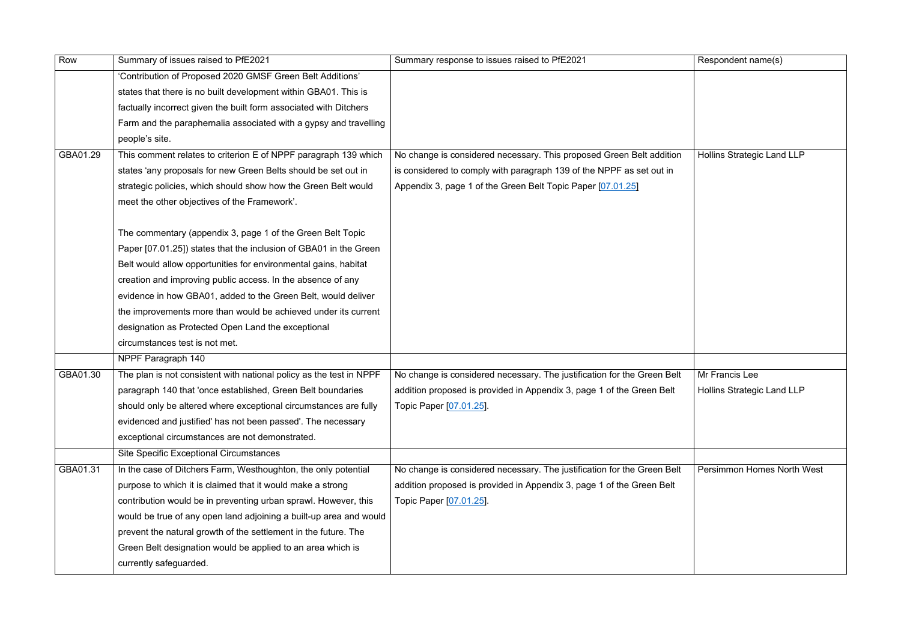| Row | Summary of issues raised to PfE2021 | Summary response to issues raised to PfE2021 | Respondent name(s) |
|---|---|---|---|
| | 'Contribution of Proposed 2020 GMSF Green Belt Additions' states that there is no built development within GBA01. This is factually incorrect given the built form associated with Ditchers Farm and the paraphernalia associated with a gypsy and travelling people's site. | | |
| GBA01.29 | This comment relates to criterion E of NPPF paragraph 139 which states 'any proposals for new Green Belts should be set out in strategic policies, which should show how the Green Belt would meet the other objectives of the Framework'.<br><br>The commentary (appendix 3, page 1 of the Green Belt Topic Paper [07.01.25]) states that the inclusion of GBA01 in the Green Belt would allow opportunities for environmental gains, habitat creation and improving public access. In the absence of any evidence in how GBA01, added to the Green Belt, would deliver the improvements more than would be achieved under its current designation as Protected Open Land the exceptional circumstances test is not met. | No change is considered necessary. This proposed Green Belt addition is considered to comply with paragraph 139 of the NPPF as set out in Appendix 3, page 1 of the Green Belt Topic Paper [07.01.25] | Hollins Strategic Land LLP |
| | NPPF Paragraph 140 | | |
| GBA01.30 | The plan is not consistent with national policy as the test in NPPF paragraph 140 that 'once established, Green Belt boundaries should only be altered where exceptional circumstances are fully evidenced and justified' has not been passed'. The necessary exceptional circumstances are not demonstrated. | No change is considered necessary. The justification for the Green Belt addition proposed is provided in Appendix 3, page 1 of the Green Belt Topic Paper [07.01.25]. | Mr Francis Lee<br>Hollins Strategic Land LLP |
| | Site Specific Exceptional Circumstances | | |
| GBA01.31 | In the case of Ditchers Farm, Westhoughton, the only potential purpose to which it is claimed that it would make a strong contribution would be in preventing urban sprawl. However, this would be true of any open land adjoining a built-up area and would prevent the natural growth of the settlement in the future. The Green Belt designation would be applied to an area which is currently safeguarded. | No change is considered necessary. The justification for the Green Belt addition proposed is provided in Appendix 3, page 1 of the Green Belt Topic Paper [07.01.25]. | Persimmon Homes North West |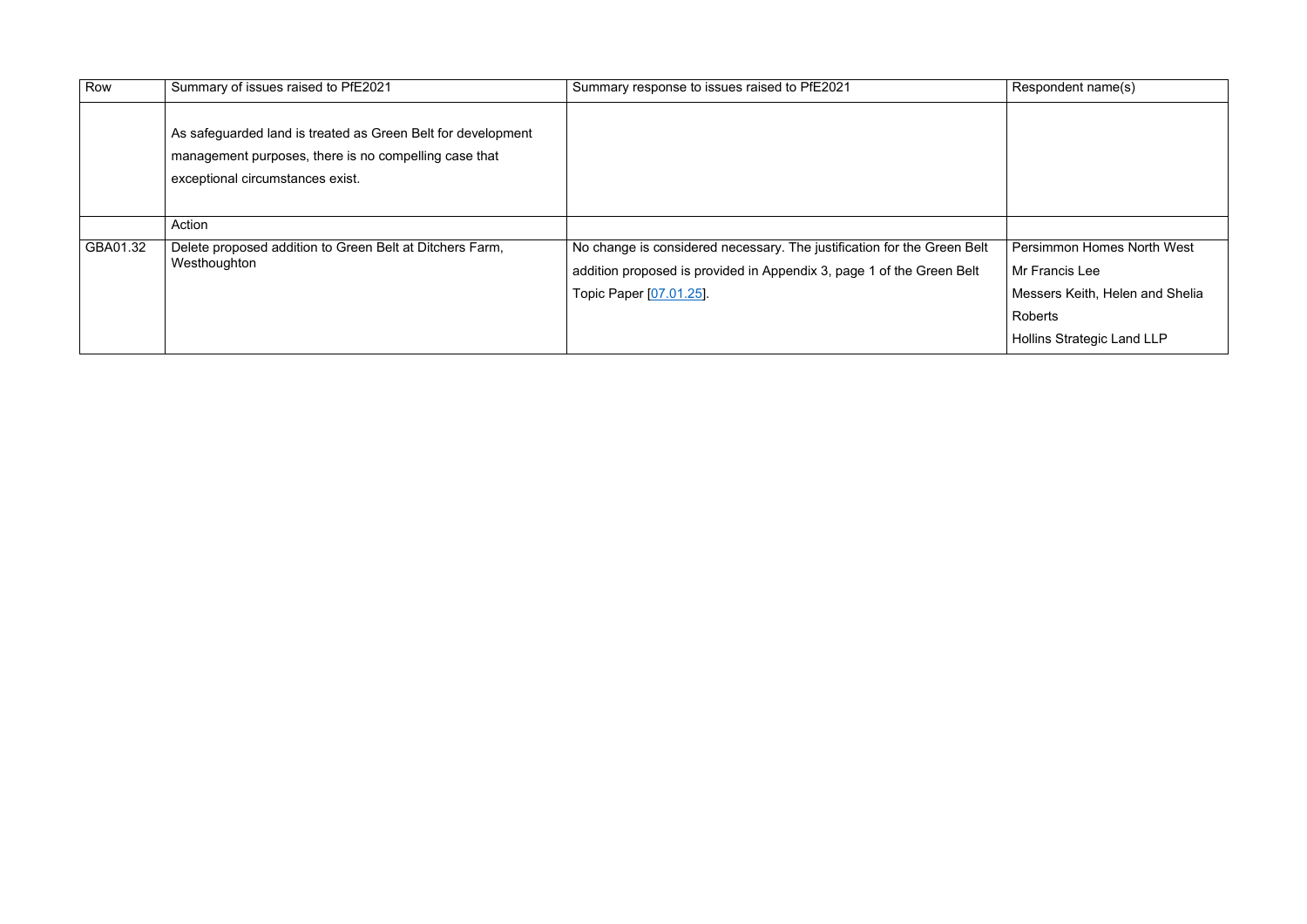| Row | Summary of issues raised to PfE2021 | Summary response to issues raised to PfE2021 | Respondent name(s) |
|---|---|---|---|
| | As safeguarded land is treated as Green Belt for development management purposes, there is no compelling case that exceptional circumstances exist. | | |
| | Action | | |
| GBA01.32 | Delete proposed addition to Green Belt at Ditchers Farm, Westhoughton | No change is considered necessary. The justification for the Green Belt addition proposed is provided in Appendix 3, page 1 of the Green Belt Topic Paper [07.01.25]. | Persimmon Homes North West<br>Mr Francis Lee<br>Messers Keith, Helen and Shelia Roberts<br>Hollins Strategic Land LLP |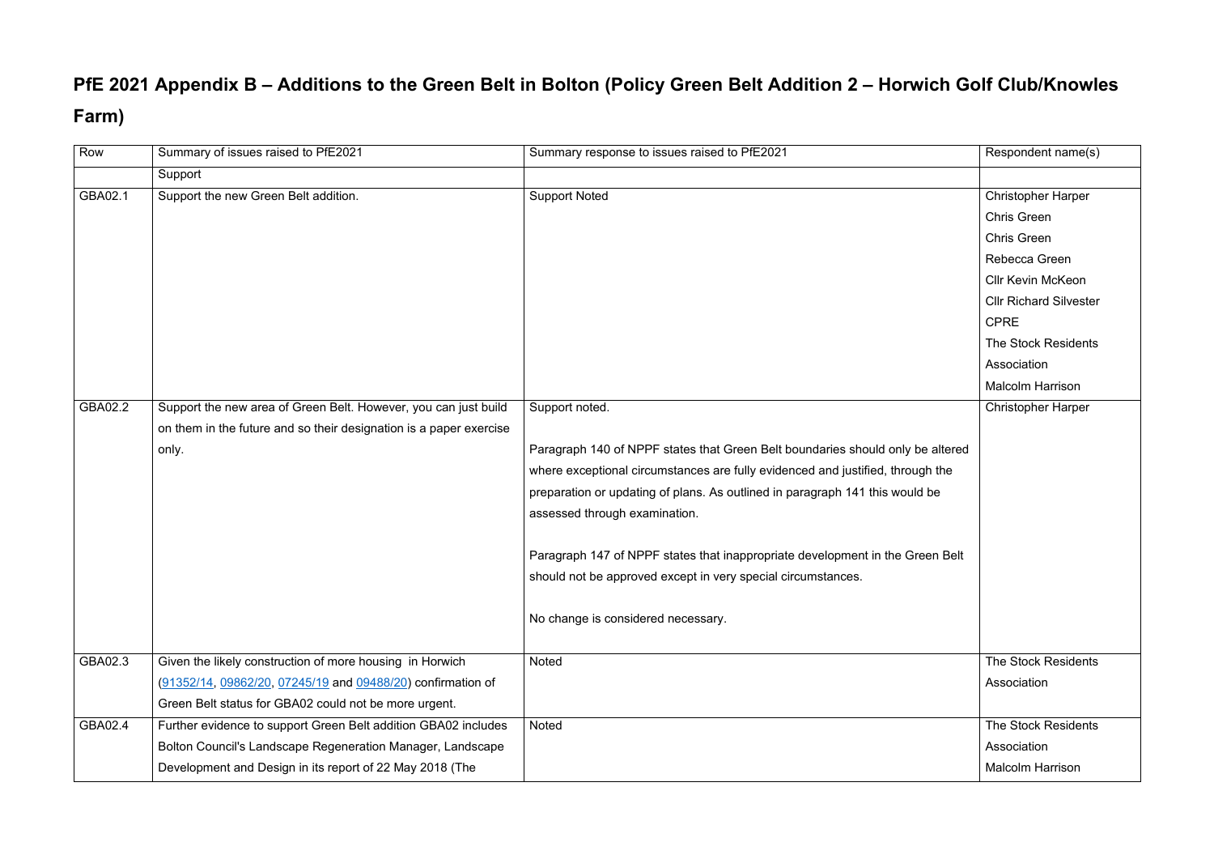# PfE 2021 Appendix B – Additions to the Green Belt in Bolton (Policy Green Belt Addition 2 – Horwich Golf Club/Knowles Farm)

| Row | Summary of issues raised to PfE2021 | Summary response to issues raised to PfE2021 | Respondent name(s) |
|---|---|---|---|
| | Support | | |
| GBA02.1 | Support the new Green Belt addition. | Support Noted | Christopher Harper<br>Chris Green<br>Chris Green<br>Rebecca Green<br>Cllr Kevin McKeon<br>Cllr Richard Silvester<br>CPRE<br>The Stock Residents Association<br>Malcolm Harrison |
| GBA02.2 | Support the new area of Green Belt. However, you can just build on them in the future and so their designation is a paper exercise only. | Support noted.<br><br>Paragraph 140 of NPPF states that Green Belt boundaries should only be altered where exceptional circumstances are fully evidenced and justified, through the preparation or updating of plans. As outlined in paragraph 141 this would be assessed through examination.<br><br>Paragraph 147 of NPPF states that inappropriate development in the Green Belt should not be approved except in very special circumstances.<br><br>No change is considered necessary. | Christopher Harper |
| GBA02.3 | Given the likely construction of more housing in Horwich (91352/14, 09862/20, 07245/19 and 09488/20) confirmation of Green Belt status for GBA02 could not be more urgent. | Noted | The Stock Residents Association |
| GBA02.4 | Further evidence to support Green Belt addition GBA02 includes Bolton Council's Landscape Regeneration Manager, Landscape Development and Design in its report of 22 May 2018 (The | Noted | The Stock Residents Association<br>Malcolm Harrison |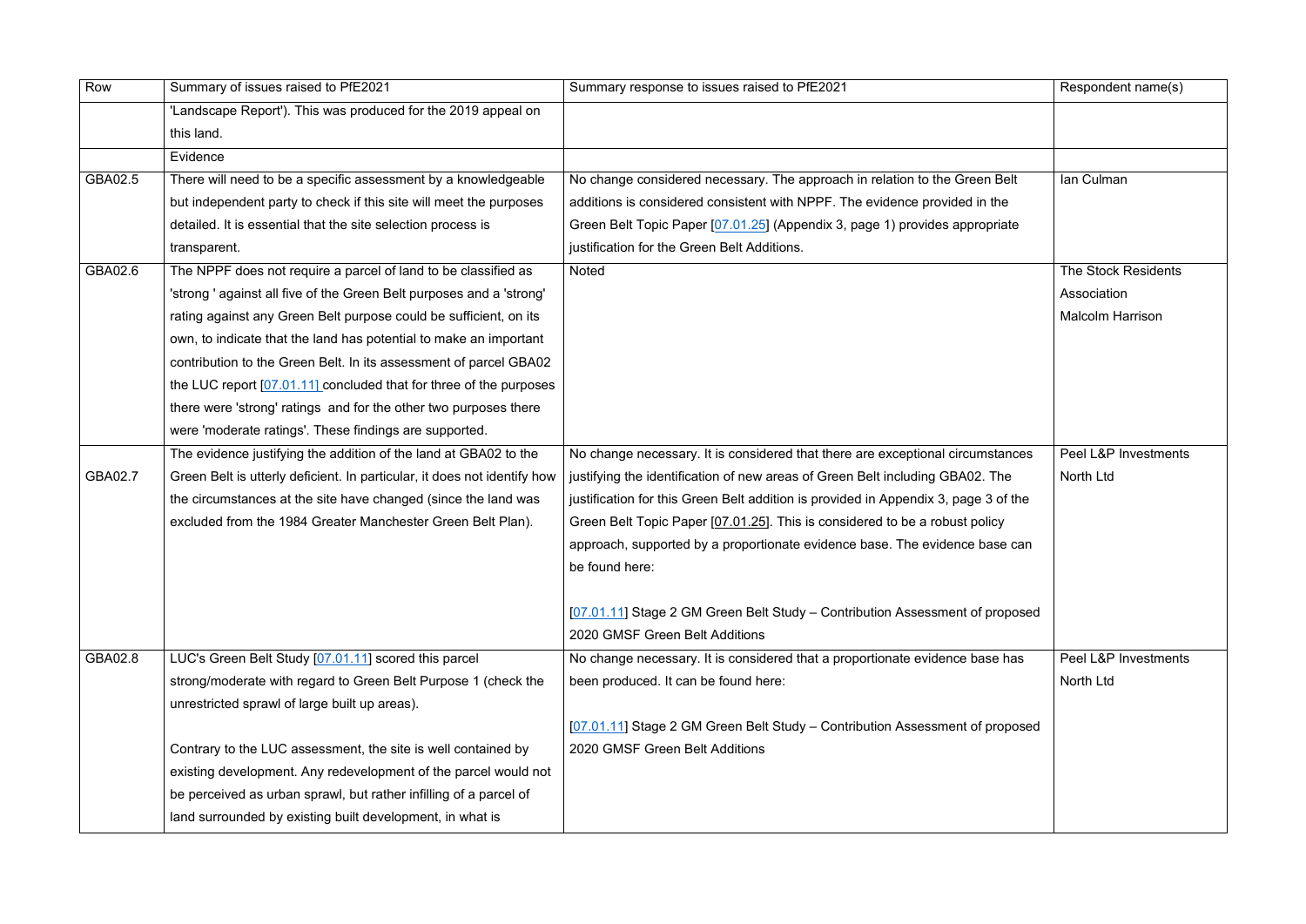| Row | Summary of issues raised to PfE2021 | Summary response to issues raised to PfE2021 | Respondent name(s) |
|---|---|---|---|
| | 'Landscape Report'). This was produced for the 2019 appeal on this land. | | |
| | Evidence | | |
| GBA02.5 | There will need to be a specific assessment by a knowledgeable but independent party to check if this site will meet the purposes detailed. It is essential that the site selection process is transparent. | No change considered necessary. The approach in relation to the Green Belt additions is considered consistent with NPPF. The evidence provided in the Green Belt Topic Paper [07.01.25] (Appendix 3, page 1) provides appropriate justification for the Green Belt Additions. | Ian Culman |
| GBA02.6 | The NPPF does not require a parcel of land to be classified as 'strong ' against all five of the Green Belt purposes and a 'strong' rating against any Green Belt purpose could be sufficient, on its own, to indicate that the land has potential to make an important contribution to the Green Belt. In its assessment of parcel GBA02 the LUC report [07.01.11] concluded that for three of the purposes there were 'strong' ratings and for the other two purposes there were 'moderate ratings'. These findings are supported. | Noted | The Stock Residents Association<br>Malcolm Harrison |
| GBA02.7 | The evidence justifying the addition of the land at GBA02 to the Green Belt is utterly deficient. In particular, it does not identify how the circumstances at the site have changed (since the land was excluded from the 1984 Greater Manchester Green Belt Plan). | No change necessary. It is considered that there are exceptional circumstances justifying the identification of new areas of Green Belt including GBA02. The justification for this Green Belt addition is provided in Appendix 3, page 3 of the Green Belt Topic Paper [07.01.25]. This is considered to be a robust policy approach, supported by a proportionate evidence base. The evidence base can be found here:<br><br>[07.01.11] Stage 2 GM Green Belt Study – Contribution Assessment of proposed 2020 GMSF Green Belt Additions | Peel L&P Investments North Ltd |
| GBA02.8 | LUC's Green Belt Study [07.01.11] scored this parcel strong/moderate with regard to Green Belt Purpose 1 (check the unrestricted sprawl of large built up areas).<br><br>Contrary to the LUC assessment, the site is well contained by existing development. Any redevelopment of the parcel would not be perceived as urban sprawl, but rather infilling of a parcel of land surrounded by existing built development, in what is | No change necessary. It is considered that a proportionate evidence base has been produced. It can be found here:<br><br>[07.01.11] Stage 2 GM Green Belt Study – Contribution Assessment of proposed 2020 GMSF Green Belt Additions | Peel L&P Investments North Ltd |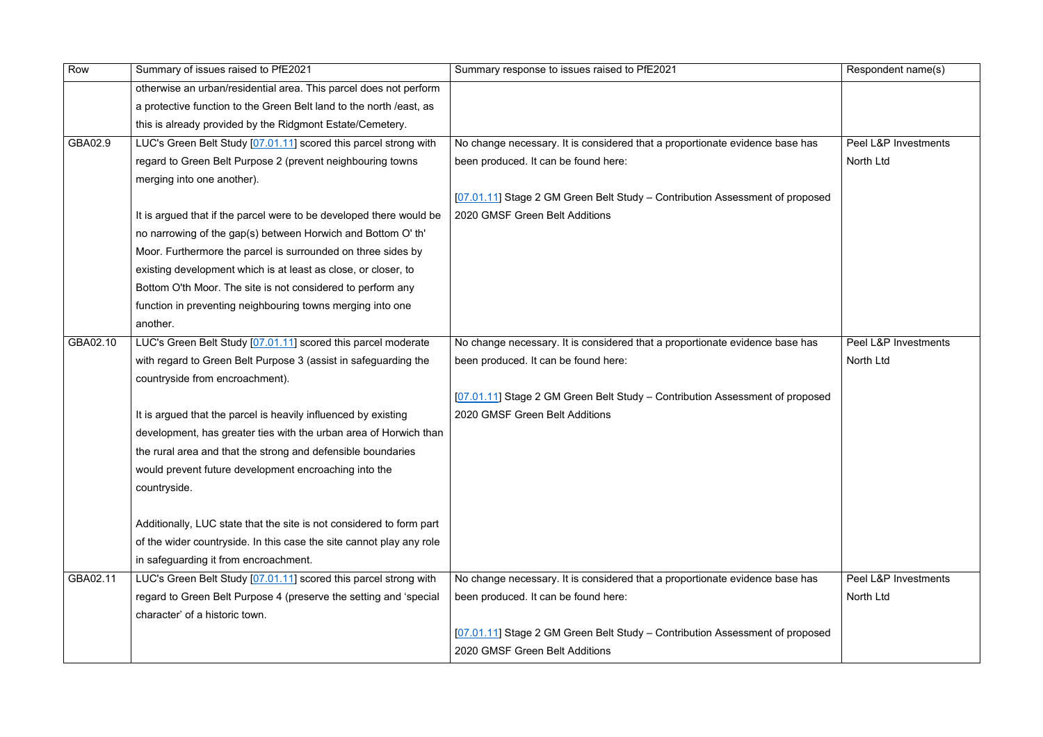| Row | Summary of issues raised to PfE2021 | Summary response to issues raised to PfE2021 | Respondent name(s) |
| --- | --- | --- | --- |
| | otherwise an urban/residential area. This parcel does not perform a protective function to the Green Belt land to the north /east, as this is already provided by the Ridgmont Estate/Cemetery. | | |
| GBA02.9 | LUC's Green Belt Study [07.01.11] scored this parcel strong with regard to Green Belt Purpose 2 (prevent neighbouring towns merging into one another).<br><br>It is argued that if the parcel were to be developed there would be no narrowing of the gap(s) between Horwich and Bottom O' th' Moor. Furthermore the parcel is surrounded on three sides by existing development which is at least as close, or closer, to Bottom O'th Moor. The site is not considered to perform any function in preventing neighbouring towns merging into one another. | No change necessary. It is considered that a proportionate evidence base has been produced. It can be found here:<br><br>[07.01.11] Stage 2 GM Green Belt Study – Contribution Assessment of proposed 2020 GMSF Green Belt Additions | Peel L&P Investments North Ltd |
| GBA02.10 | LUC's Green Belt Study [07.01.11] scored this parcel moderate with regard to Green Belt Purpose 3 (assist in safeguarding the countryside from encroachment).<br><br>It is argued that the parcel is heavily influenced by existing development, has greater ties with the urban area of Horwich than the rural area and that the strong and defensible boundaries would prevent future development encroaching into the countryside.<br><br>Additionally, LUC state that the site is not considered to form part of the wider countryside. In this case the site cannot play any role in safeguarding it from encroachment. | No change necessary. It is considered that a proportionate evidence base has been produced. It can be found here:<br><br>[07.01.11] Stage 2 GM Green Belt Study – Contribution Assessment of proposed 2020 GMSF Green Belt Additions | Peel L&P Investments North Ltd |
| GBA02.11 | LUC's Green Belt Study [07.01.11] scored this parcel strong with regard to Green Belt Purpose 4 (preserve the setting and 'special character' of a historic town. | No change necessary. It is considered that a proportionate evidence base has been produced. It can be found here:<br><br>[07.01.11] Stage 2 GM Green Belt Study – Contribution Assessment of proposed 2020 GMSF Green Belt Additions | Peel L&P Investments North Ltd |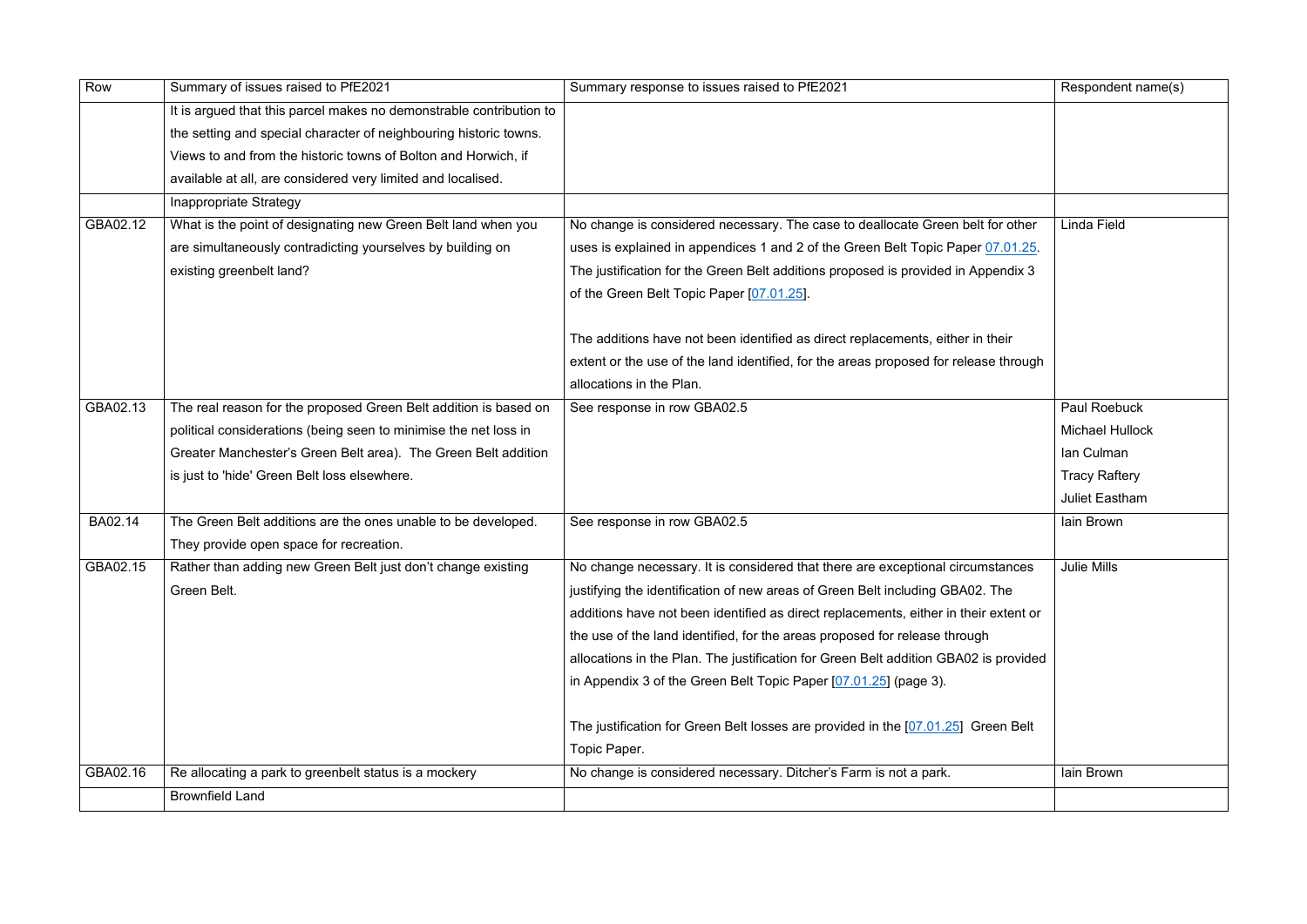| Row | Summary of issues raised to PfE2021 | Summary response to issues raised to PfE2021 | Respondent name(s) |
|---|---|---|---|
| | It is argued that this parcel makes no demonstrable contribution to the setting and special character of neighbouring historic towns. Views to and from the historic towns of Bolton and Horwich, if available at all, are considered very limited and localised. | | |
| | Inappropriate Strategy | | |
| GBA02.12 | What is the point of designating new Green Belt land when you are simultaneously contradicting yourselves by building on existing greenbelt land? | No change is considered necessary. The case to deallocate Green belt for other uses is explained in appendices 1 and 2 of the Green Belt Topic Paper 07.01.25. The justification for the Green Belt additions proposed is provided in Appendix 3 of the Green Belt Topic Paper [07.01.25].<br><br>The additions have not been identified as direct replacements, either in their extent or the use of the land identified, for the areas proposed for release through allocations in the Plan. | Linda Field |
| GBA02.13 | The real reason for the proposed Green Belt addition is based on political considerations (being seen to minimise the net loss in Greater Manchester's Green Belt area). The Green Belt addition is just to 'hide' Green Belt loss elsewhere. | See response in row GBA02.5 | Paul Roebuck<br>Michael Hullock<br>Ian Culman<br>Tracy Raftery<br>Juliet Eastham |
| BA02.14 | The Green Belt additions are the ones unable to be developed. They provide open space for recreation. | See response in row GBA02.5 | Iain Brown |
| GBA02.15 | Rather than adding new Green Belt just don't change existing Green Belt. | No change necessary. It is considered that there are exceptional circumstances justifying the identification of new areas of Green Belt including GBA02. The additions have not been identified as direct replacements, either in their extent or the use of the land identified, for the areas proposed for release through allocations in the Plan. The justification for Green Belt addition GBA02 is provided in Appendix 3 of the Green Belt Topic Paper [07.01.25] (page 3).<br><br>The justification for Green Belt losses are provided in the [07.01.25] Green Belt Topic Paper. | Julie Mills |
| GBA02.16 | Re allocating a park to greenbelt status is a mockery | No change is considered necessary. Ditcher's Farm is not a park. | Iain Brown |
| | Brownfield Land | | |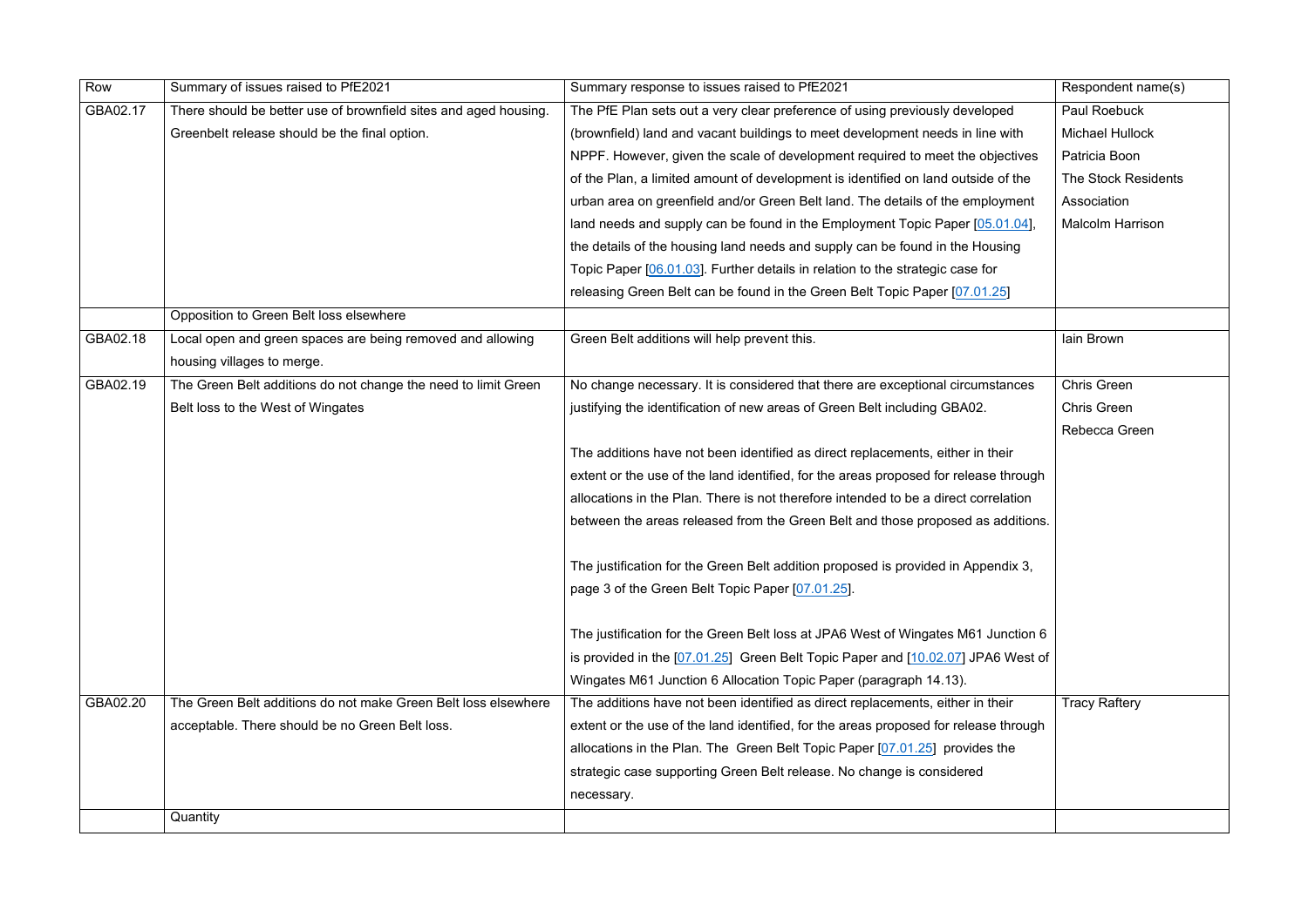| Row | Summary of issues raised to PfE2021 | Summary response to issues raised to PfE2021 | Respondent name(s) |
| --- | --- | --- | --- |
| GBA02.17 | There should be better use of brownfield sites and aged housing. Greenbelt release should be the final option. | The PfE Plan sets out a very clear preference of using previously developed (brownfield) land and vacant buildings to meet development needs in line with NPPF. However, given the scale of development required to meet the objectives of the Plan, a limited amount of development is identified on land outside of the urban area on greenfield and/or Green Belt land. The details of the employment land needs and supply can be found in the Employment Topic Paper [05.01.04], the details of the housing land needs and supply can be found in the Housing Topic Paper [06.01.03]. Further details in relation to the strategic case for releasing Green Belt can be found in the Green Belt Topic Paper [07.01.25] | Paul Roebuck<br>Michael Hullock<br>Patricia Boon<br>The Stock Residents Association<br>Malcolm Harrison |
| | Opposition to Green Belt loss elsewhere | | |
| GBA02.18 | Local open and green spaces are being removed and allowing housing villages to merge. | Green Belt additions will help prevent this. | Iain Brown |
| GBA02.19 | The Green Belt additions do not change the need to limit Green Belt loss to the West of Wingates | No change necessary. It is considered that there are exceptional circumstances justifying the identification of new areas of Green Belt including GBA02.<br><br>The additions have not been identified as direct replacements, either in their extent or the use of the land identified, for the areas proposed for release through allocations in the Plan. There is not therefore intended to be a direct correlation between the areas released from the Green Belt and those proposed as additions.<br><br>The justification for the Green Belt addition proposed is provided in Appendix 3, page 3 of the Green Belt Topic Paper [07.01.25].<br><br>The justification for the Green Belt loss at JPA6 West of Wingates M61 Junction 6 is provided in the [07.01.25] Green Belt Topic Paper and [10.02.07] JPA6 West of Wingates M61 Junction 6 Allocation Topic Paper (paragraph 14.13). | Chris Green<br>Chris Green<br>Rebecca Green |
| GBA02.20 | The Green Belt additions do not make Green Belt loss elsewhere acceptable. There should be no Green Belt loss. | The additions have not been identified as direct replacements, either in their extent or the use of the land identified, for the areas proposed for release through allocations in the Plan. The Green Belt Topic Paper [07.01.25] provides the strategic case supporting Green Belt release. No change is considered necessary. | Tracy Raftery |
| | Quantity | | |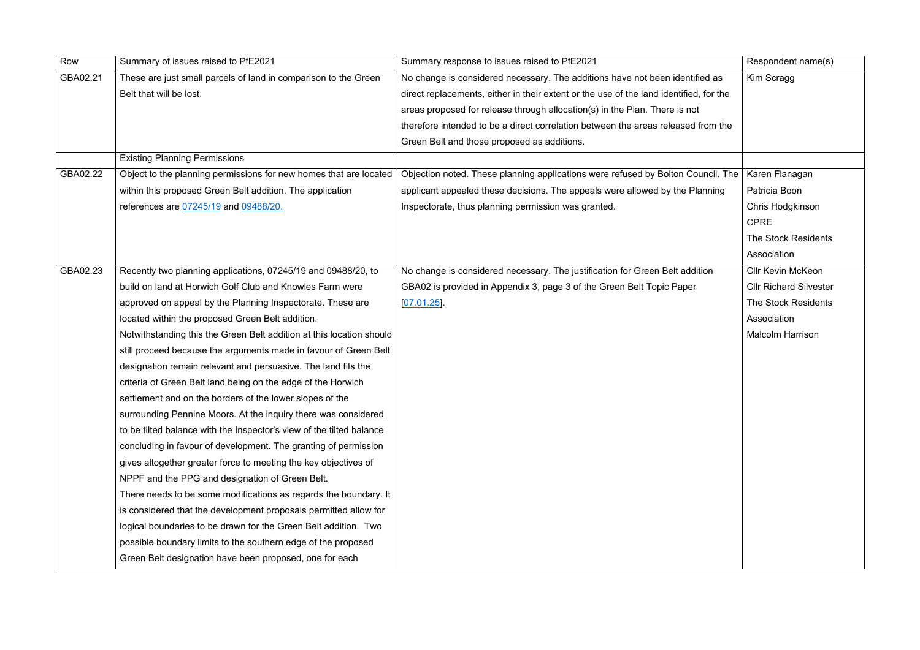| Row | Summary of issues raised to PfE2021 | Summary response to issues raised to PfE2021 | Respondent name(s) |
|---|---|---|---|
| GBA02.21 | These are just small parcels of land in comparison to the Green Belt that will be lost. | No change is considered necessary. The additions have not been identified as direct replacements, either in their extent or the use of the land identified, for the areas proposed for release through allocation(s) in the Plan. There is not therefore intended to be a direct correlation between the areas released from the Green Belt and those proposed as additions. | Kim Scragg |
| | Existing Planning Permissions | | |
| GBA02.22 | Object to the planning permissions for new homes that are located within this proposed Green Belt addition. The application references are 07245/19 and 09488/20. | Objection noted. These planning applications were refused by Bolton Council. The applicant appealed these decisions. The appeals were allowed by the Planning Inspectorate, thus planning permission was granted. | Karen Flanagan<br>Patricia Boon<br>Chris Hodgkinson<br>CPRE<br>The Stock Residents Association |
| GBA02.23 | Recently two planning applications, 07245/19 and 09488/20, to build on land at Horwich Golf Club and Knowles Farm were approved on appeal by the Planning Inspectorate. These are located within the proposed Green Belt addition.<br>Notwithstanding this the Green Belt addition at this location should still proceed because the arguments made in favour of Green Belt designation remain relevant and persuasive. The land fits the criteria of Green Belt land being on the edge of the Horwich settlement and on the borders of the lower slopes of the surrounding Pennine Moors. At the inquiry there was considered to be tilted balance with the Inspector's view of the tilted balance concluding in favour of development. The granting of permission gives altogether greater force to meeting the key objectives of NPPF and the PPG and designation of Green Belt.<br>There needs to be some modifications as regards the boundary. It is considered that the development proposals permitted allow for logical boundaries to be drawn for the Green Belt addition. Two possible boundary limits to the southern edge of the proposed Green Belt designation have been proposed, one for each | No change is considered necessary. The justification for Green Belt addition GBA02 is provided in Appendix 3, page 3 of the Green Belt Topic Paper [07.01.25]. | Cllr Kevin McKeon<br>Cllr Richard Silvester<br>The Stock Residents Association<br>Malcolm Harrison |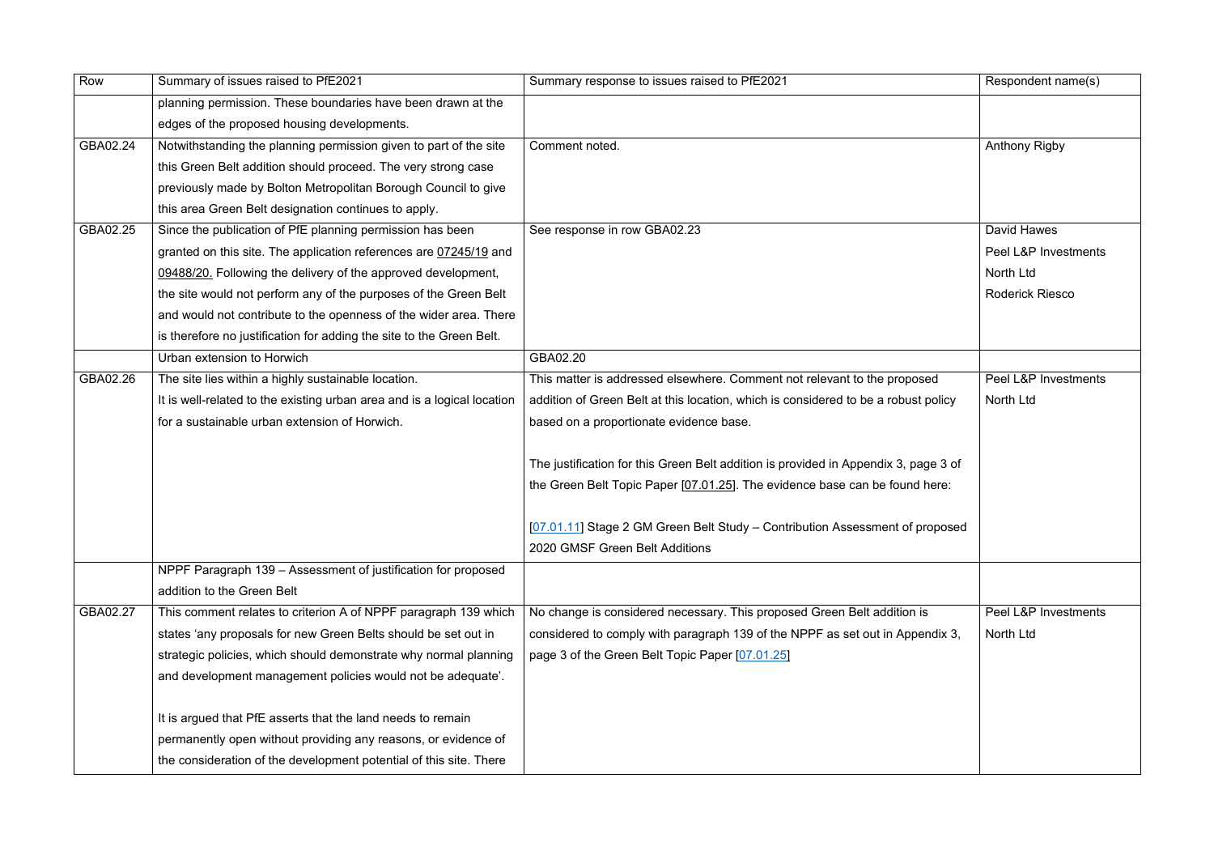| Row | Summary of issues raised to PfE2021 | Summary response to issues raised to PfE2021 | Respondent name(s) |
|---|---|---|---|
| | planning permission. These boundaries have been drawn at the edges of the proposed housing developments. | | |
| GBA02.24 | Notwithstanding the planning permission given to part of the site this Green Belt addition should proceed. The very strong case previously made by Bolton Metropolitan Borough Council to give this area Green Belt designation continues to apply. | Comment noted. | Anthony Rigby |
| GBA02.25 | Since the publication of PfE planning permission has been granted on this site. The application references are 07245/19 and 09488/20. Following the delivery of the approved development, the site would not perform any of the purposes of the Green Belt and would not contribute to the openness of the wider area. There is therefore no justification for adding the site to the Green Belt. | See response in row GBA02.23 | David Hawes<br>Peel L&P Investments North Ltd<br>Roderick Riesco |
| | Urban extension to Horwich | GBA02.20 | |
| GBA02.26 | The site lies within a highly sustainable location.<br>It is well-related to the existing urban area and is a logical location for a sustainable urban extension of Horwich. | This matter is addressed elsewhere. Comment not relevant to the proposed addition of Green Belt at this location, which is considered to be a robust policy based on a proportionate evidence base.<br><br>The justification for this Green Belt addition is provided in Appendix 3, page 3 of the Green Belt Topic Paper [07.01.25]. The evidence base can be found here:<br><br>[07.01.11] Stage 2 GM Green Belt Study – Contribution Assessment of proposed 2020 GMSF Green Belt Additions | Peel L&P Investments North Ltd |
| | NPPF Paragraph 139 – Assessment of justification for proposed addition to the Green Belt | | |
| GBA02.27 | This comment relates to criterion A of NPPF paragraph 139 which states 'any proposals for new Green Belts should be set out in strategic policies, which should demonstrate why normal planning and development management policies would not be adequate'.<br><br>It is argued that PfE asserts that the land needs to remain permanently open without providing any reasons, or evidence of the consideration of the development potential of this site. There | No change is considered necessary. This proposed Green Belt addition is considered to comply with paragraph 139 of the NPPF as set out in Appendix 3, page 3 of the Green Belt Topic Paper [07.01.25] | Peel L&P Investments North Ltd |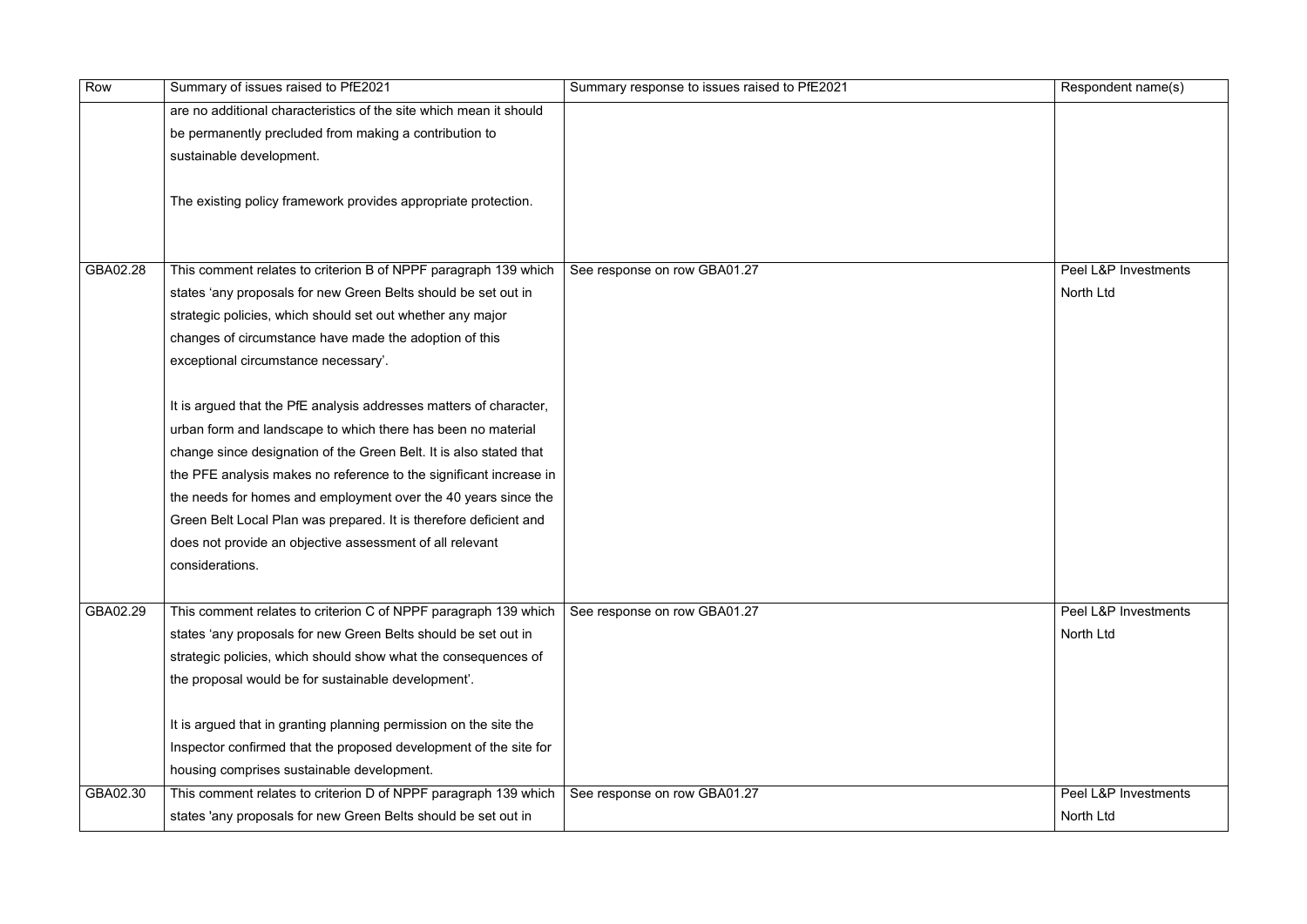| Row | Summary of issues raised to PfE2021 | Summary response to issues raised to PfE2021 | Respondent name(s) |
| --- | --- | --- | --- |
| | are no additional characteristics of the site which mean it should be permanently precluded from making a contribution to sustainable development.<br><br>The existing policy framework provides appropriate protection. | | |
| GBA02.28 | This comment relates to criterion B of NPPF paragraph 139 which states 'any proposals for new Green Belts should be set out in strategic policies, which should set out whether any major changes of circumstance have made the adoption of this exceptional circumstance necessary'.<br><br>It is argued that the PfE analysis addresses matters of character, urban form and landscape to which there has been no material change since designation of the Green Belt. It is also stated that the PFE analysis makes no reference to the significant increase in the needs for homes and employment over the 40 years since the Green Belt Local Plan was prepared. It is therefore deficient and does not provide an objective assessment of all relevant considerations. | See response on row GBA01.27 | Peel L&P Investments North Ltd |
| GBA02.29 | This comment relates to criterion C of NPPF paragraph 139 which states 'any proposals for new Green Belts should be set out in strategic policies, which should show what the consequences of the proposal would be for sustainable development'.<br><br>It is argued that in granting planning permission on the site the Inspector confirmed that the proposed development of the site for housing comprises sustainable development. | See response on row GBA01.27 | Peel L&P Investments North Ltd |
| GBA02.30 | This comment relates to criterion D of NPPF paragraph 139 which states 'any proposals for new Green Belts should be set out in | See response on row GBA01.27 | Peel L&P Investments North Ltd |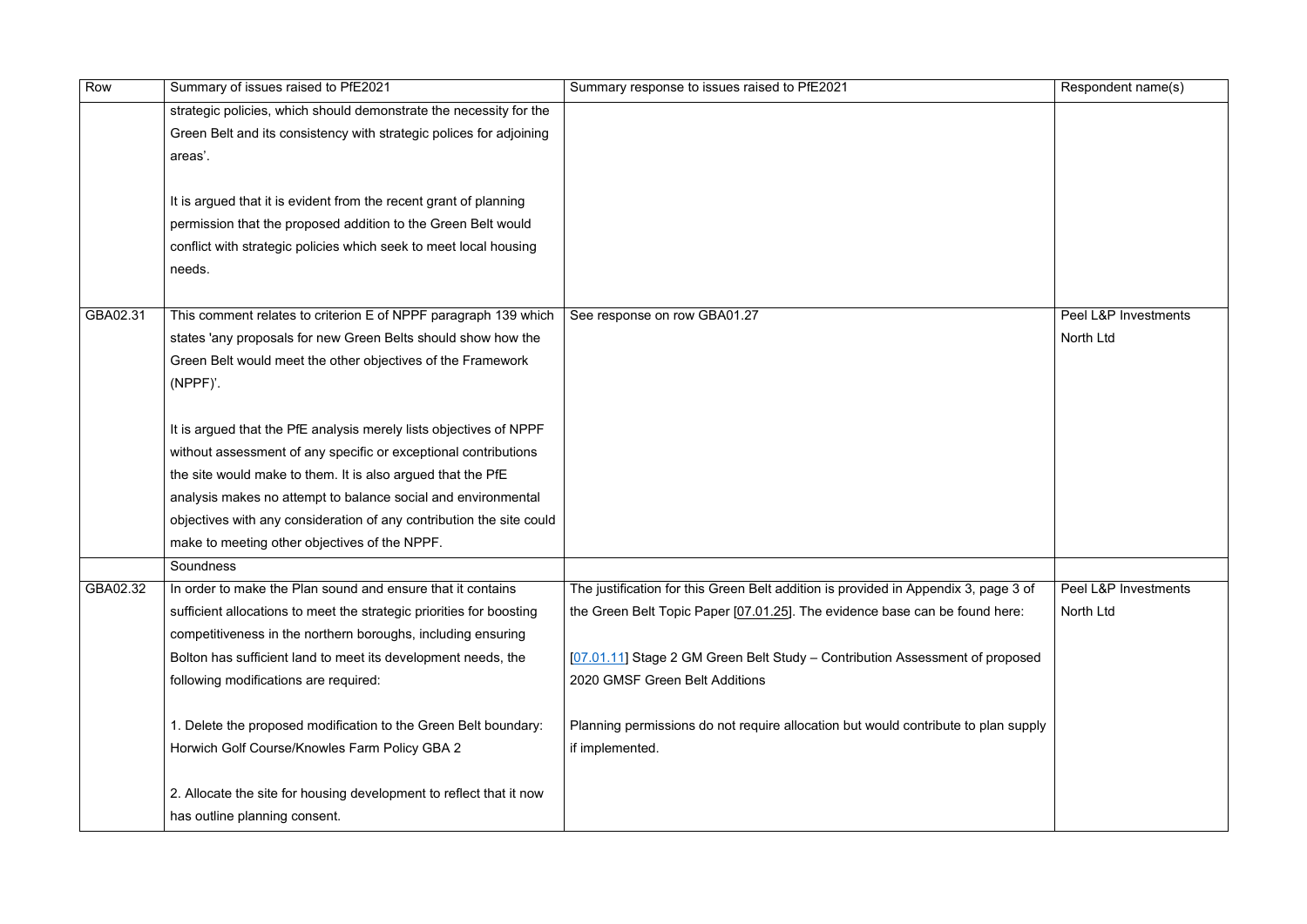| Row | Summary of issues raised to PfE2021 | Summary response to issues raised to PfE2021 | Respondent name(s) |
| --- | --- | --- | --- |
| | strategic policies, which should demonstrate the necessity for the Green Belt and its consistency with strategic polices for adjoining areas'.<br><br>It is argued that it is evident from the recent grant of planning permission that the proposed addition to the Green Belt would conflict with strategic policies which seek to meet local housing needs. | | |
| GBA02.31 | This comment relates to criterion E of NPPF paragraph 139 which states 'any proposals for new Green Belts should show how the Green Belt would meet the other objectives of the Framework (NPPF)'.<br><br>It is argued that the PfE analysis merely lists objectives of NPPF without assessment of any specific or exceptional contributions the site would make to them. It is also argued that the PfE analysis makes no attempt to balance social and environmental objectives with any consideration of any contribution the site could make to meeting other objectives of the NPPF. | See response on row GBA01.27 | Peel L&P Investments North Ltd |
| | Soundness | | |
| GBA02.32 | In order to make the Plan sound and ensure that it contains sufficient allocations to meet the strategic priorities for boosting competitiveness in the northern boroughs, including ensuring Bolton has sufficient land to meet its development needs, the following modifications are required:<br><br>1. Delete the proposed modification to the Green Belt boundary: Horwich Golf Course/Knowles Farm Policy GBA 2<br><br>2. Allocate the site for housing development to reflect that it now has outline planning consent. | The justification for this Green Belt addition is provided in Appendix 3, page 3 of the Green Belt Topic Paper [07.01.25]. The evidence base can be found here:<br><br>[07.01.11] Stage 2 GM Green Belt Study – Contribution Assessment of proposed 2020 GMSF Green Belt Additions<br><br>Planning permissions do not require allocation but would contribute to plan supply if implemented. | Peel L&P Investments North Ltd |